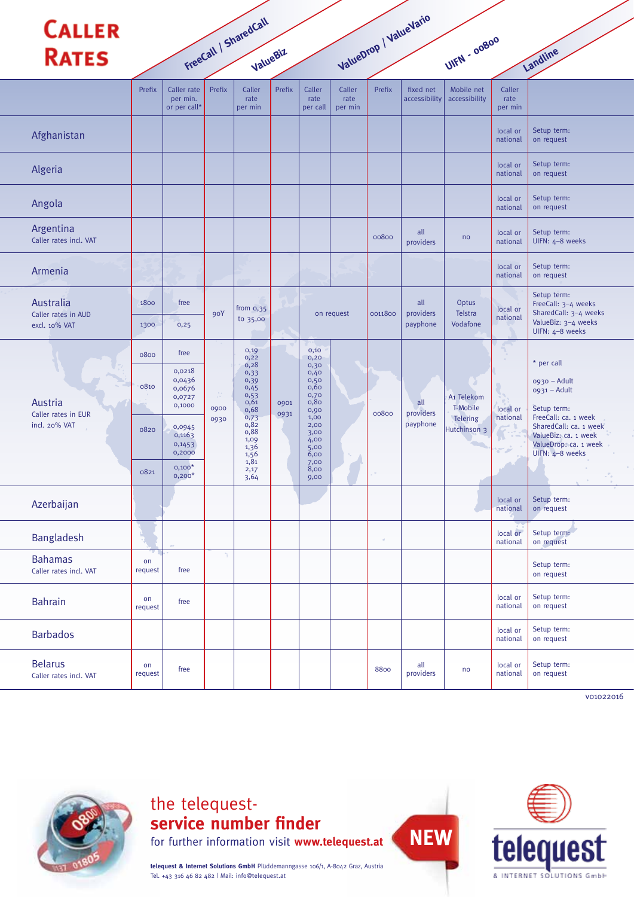# CALLER RATES

| | FreeCall / SharedCall | | ValueBiz | | ValueDrop / ValueVario | | | UIFN - 00800 | | | Landline | |
|---|---|---|---|---|---|---|---|---|---|---|---|---|
| | Prefix | Caller rate per min. or per call* | Prefix | Caller rate per min | Prefix | Caller rate per call | Caller rate per min | Prefix | fixed net accessibility | Mobile net accessibility | Caller rate per min | |
| Afghanistan | | | | | | | | | | | local or national | Setup term: on request |
| Algeria | | | | | | | | | | | local or national | Setup term: on request |
| Angola | | | | | | | | | | | local or national | Setup term: on request |
| Argentina<br>Caller rates incl. VAT | | | | | | | | 00800 | all providers | no | local or national | Setup term: UIFN: 4–8 weeks |
| Armenia | | | | | | | | | | | local or national | Setup term: on request |
| Australia<br>Caller rates in AUD excl. 10% VAT | 1800<br>1300 | free<br>0,25 | 90Y | from 0,35 to 35,00 | on request | | | 0011800 | all providers payphone | Optus Telstra Vodafone | local or national | Setup term: FreeCall: 3–4 weeks SharedCall: 3–4 weeks ValueBiz: 3–4 weeks UIFN: 4–8 weeks |
| Austria<br>Caller rates in EUR incl. 20% VAT | 0800<br>0810<br>0820<br>0821 | free<br>0,0218 0,0436 0,0676 0,0727 0,1000<br>0,0945 0,1163 0,1453 0,2000<br>0,100* 0,200* | 0900<br>0930 | 0,19 0,22 0,28 0,33 0,39 0,45 0,53 0,61 0,68 0,73 0,82 0,88 1,09 1,36 1,56 1,81 2,17 3,64 | 0901<br>0931 | 0,10 0,20 0,30 0,40 0,50 0,60 0,70 0,80 0,90 1,00 2,00 3,00 4,00 5,00 6,00 7,00 8,00 9,00 | | 00800 | all providers payphone | A1 Telekom T-Mobile Telering Hutchinson 3 | local or national | * per call<br><br>0930 – Adult<br>0931 – Adult<br><br>Setup term: FreeCall: ca. 1 week SharedCall: ca. 1 week ValueBiz: ca. 1 week ValueDrop: ca. 1 week UIFN: 4–8 weeks |
| Azerbaijan | | | | | | | | | | | local or national | Setup term: on request |
| Bangladesh | | | | | | | | | | | local or national | Setup term: on request |
| Bahamas<br>Caller rates incl. VAT | on request | free | | | | | | | | | | Setup term: on request |
| Bahrain | on request | free | | | | | | | | | local or national | Setup term: on request |
| Barbados | | | | | | | | | | | local or national | Setup term: on request |
| Belarus<br>Caller rates incl. VAT | on request | free | | | | | | 8800 | all providers | no | local or national | Setup term: on request |

V01022016

the telequest-
**service number finder**
for further information visit **www.telequest.at**

NEW

**telequest & Internet Solutions GmbH** Plüddemanngasse 106/1, A-8042 Graz, Austria
Tel. +43 316 46 82 482 | Mail: info@telequest.at

telequest & INTERNET SOLUTIONS GmbH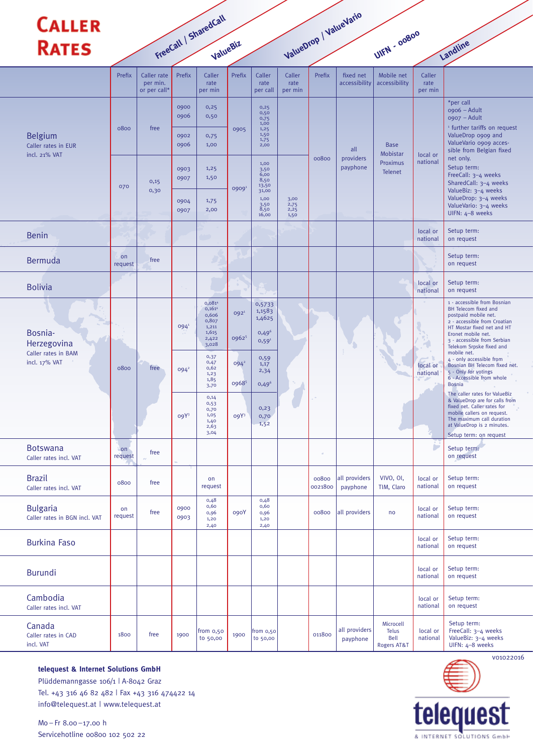# Caller Rates

| | FreeCall / SharedCall | | ValueBiz | | ValueDrop / ValueVario | | | UIFN - 00800 | | | Landline | |
|---|---|---|---|---|---|---|---|---|---|---|---|---|
| | Prefix | Caller rate per min. or per call* | Prefix | Caller rate per min | Prefix | Caller rate per call | Caller rate per min | Prefix | fixed net accessibility | Mobile net accessibility | Caller rate per min | |
| **Belgium** Caller rates in EUR incl. 21% VAT | 0800 | free | 0900 0906 | 0,25 0,50 | 0905 | 0,25 0,50 0,75 1,00 1,25 1,50 1,75 2,00 | | 00800 | all providers payphone | Base Mobistar Proximus Telenet | local or national | *per call 0906 – Adult 0907 – Adult |
| | | | 0902 0906 | 0,75 1,00 | | | | | | | | ¹ further tariffs on request ValueDrop 0909 and ValueVario 0909 accessible from Belgian fixed net only. |
| | 070 | 0,15 0,30 | 0903 0907 | 1,25 1,50 | 0909¹ | 1,00 3,50 6,00 8,50 13,50 31,00 | | | | | | Setup term: FreeCall: 3–4 weeks SharedCall: 3–4 weeks ValueBiz: 3–4 weeks ValueDrop: 3–4 weeks ValueVario: 3–4 weeks UIFN: 4–8 weeks |
| | | | 0904 0907 | 1,75 2,00 | | 1,00 3,50 8,50 16,00 | 3,00 2,75 2,25 1,50 | | | | | |
| **Benin** | | | | | | | | | | | local or national | Setup term: on request |
| **Bermuda** | on request | free | | | | | | | | | | Setup term: on request |
| **Bolivia** | | | | | | | | | | | local or national | Setup term: on request |
| **Bosnia-Herzegovina** Caller rates in BAM incl. 17% VAT | 0800 | free | 094¹ | 0,081⁴ 0,161⁴ 0,606 0,807 1,211 1,615 2,422 3,028 | 092¹ 0962⁵ | 0,5733 1,1583 1,4625 0,49⁶ 0,59¹ | | | | | local or national | 1 - accessible from Bosnian BH Telecom fixed and postpaid mobile net. 2 - accessible from Croatian HT Mostar fixed net and HT Eronet mobile net. 3 - accessible from Serbian Telekom Srpske fixed and mobile net. 4 - only accessible from Bosnian BH Telecom fixed net. 5 - Only for votings 6 - Accessible from whole Bosnia |
| | | | 094² | 0,37 0,47 0,62 1,23 1,85 3,70 | 094² 0968⁵ | 0,59 1,17 2,34 0,49⁶ | | | | | | The caller rates for ValueBiz & ValueDrop are for calls from fixed net. Caller rates for mobile callers on request. The maximum call duration at ValueDrop is 2 minutes. |
| | | | 09Y³ | 0,14 0,53 0,70 1,05 1,40 2,63 3,04 | 09Y³ | 0,23 0,70 1,52 | | | | | | Setup term: on request |
| **Botswana** Caller rates incl. VAT | on request | free | | | | | | | | | | Setup term: on request |
| **Brazil** Caller rates incl. VAT | 0800 | free | | on request | | | | 00800 0021800 | all providers payphone | VIVO, OI, TIM, Claro | local or national | Setup term: on request |
| **Bulgaria** Caller rates in BGN incl. VAT | on request | free | 0900 0903 | 0,48 0,60 0,96 1,20 2,40 | 090Y | 0,48 0,60 0,96 1,20 2,40 | | 00800 | all providers | no | local or national | Setup term: on request |
| **Burkina Faso** | | | | | | | | | | | local or national | Setup term: on request |
| **Burundi** | | | | | | | | | | | local or national | Setup term: on request |
| **Cambodia** Caller rates incl. VAT | | | | | | | | | | | local or national | Setup term: on request |
| **Canada** Caller rates in CAD incl. VAT | 1800 | free | 1900 | from 0,50 to 50,00 | 1900 | from 0,50 to 50,00 | | 011800 | all providers payphone | Microcell Telus Bell Rogers AT&T | local or national | Setup term: FreeCall: 3–4 weeks ValueBiz: 3–4 weeks UIFN: 4–8 weeks |

v01022016

**telequest & Internet Solutions GmbH**
Plüddemanngasse 106/1 | A-8042 Graz
Tel. +43 316 46 82 482 | Fax +43 316 474422 14
info@telequest.at | www.telequest.at

Mo – Fr 8.00 – 17.00 h
Servicehotline 00800 102 502 22

telequest & INTERNET SOLUTIONS GmbH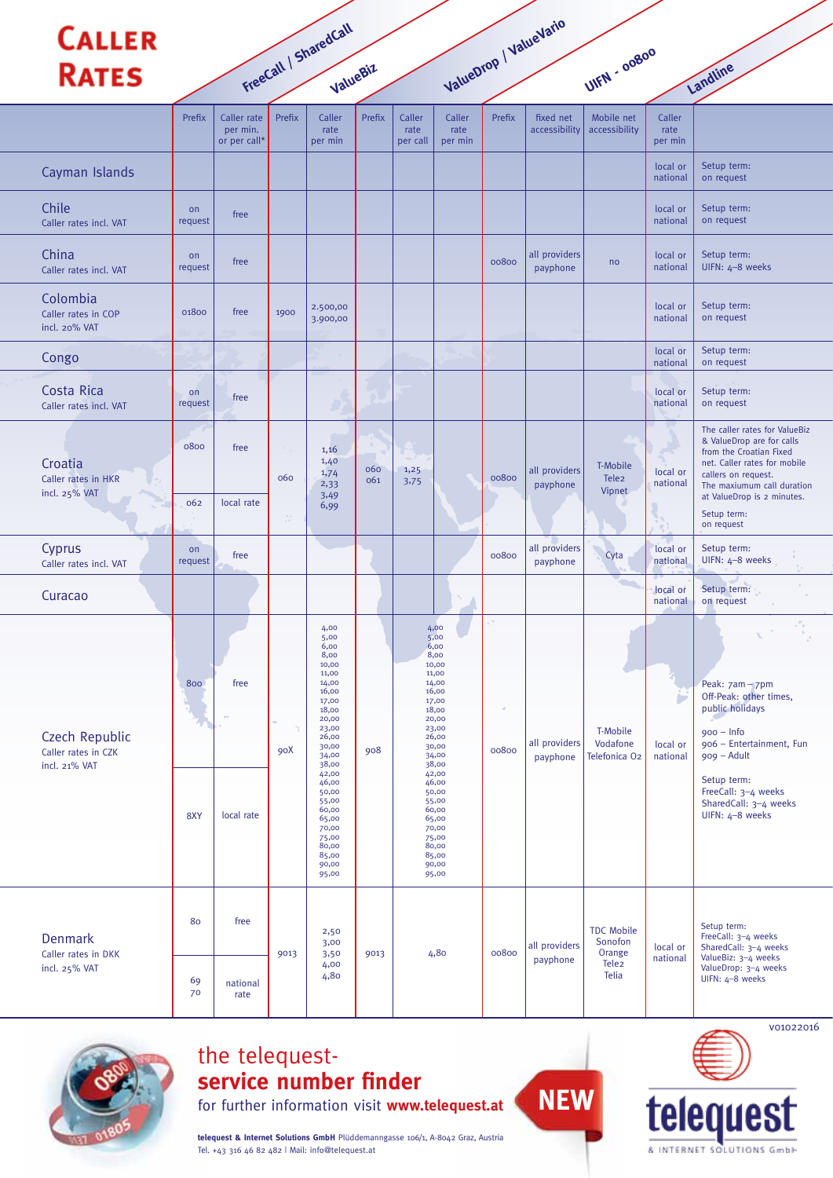# Caller Rates

| | FreeCall / SharedCall | | ValueBiz | | ValueDrop / ValueVario | | | UIFN - 00800 | | | Landline | |
|---|---|---|---|---|---|---|---|---|---|---|---|---|
| | Prefix | Caller rate per min. or per call* | Prefix | Caller rate per min | Prefix | Caller rate per call | Caller rate per min | Prefix | fixed net accessibility | Mobile net accessibility | Caller rate per min | |
| Cayman Islands | | | | | | | | | | | local or national | Setup term: on request |
| Chile<br>Caller rates incl. VAT | on request | free | | | | | | | | | local or national | Setup term: on request |
| China<br>Caller rates incl. VAT | on request | free | | | | | | 00800 | all providers payphone | no | local or national | Setup term: UIFN: 4–8 weeks |
| Colombia<br>Caller rates in COP incl. 20% VAT | 01800 | free | 1900 | 2.500,00<br>3.900,00 | | | | | | | local or national | Setup term: on request |
| Congo | | | | | | | | | | | local or national | Setup term: on request |
| Costa Rica<br>Caller rates incl. VAT | on request | free | | | | | | | | | local or national | Setup term: on request |
| Croatia<br>Caller rates in HKR incl. 25% VAT | 0800 | free | 060 | 1,16<br>1,40<br>1,74<br>2,33<br>3,49<br>6,99 | 060<br>061 | 1,25<br>3,75 | | 00800 | all providers payphone | T-Mobile<br>Tele2<br>Vipnet | local or national | The caller rates for ValueBiz & ValueDrop are for calls from the Croatian Fixed net. Caller rates for mobile callers on request. The maxiumum call duration at ValueDrop is 2 minutes.<br>Setup term: on request |
| | 062 | local rate | | | | | | | | | | |
| Cyprus<br>Caller rates incl. VAT | on request | free | | | | | | 00800 | all providers payphone | Cyta | local or national | Setup term: UIFN: 4–8 weeks |
| Curacao | | | | | | | | | | | local or national | Setup term: on request |
| Czech Republic<br>Caller rates in CZK incl. 21% VAT | 800 | free | 90X | 4,00<br>5,00<br>6,00<br>8,00<br>10,00<br>11,00<br>14,00<br>16,00<br>17,00<br>18,00<br>20,00<br>23,00<br>26,00<br>30,00<br>34,00<br>38,00<br>42,00<br>46,00<br>50,00<br>55,00<br>60,00<br>65,00<br>70,00<br>75,00<br>80,00<br>85,00<br>90,00<br>95,00 | 908 | 4,00<br>5,00<br>6,00<br>8,00<br>10,00<br>11,00<br>14,00<br>16,00<br>17,00<br>18,00<br>20,00<br>23,00<br>26,00<br>30,00<br>34,00<br>38,00<br>42,00<br>46,00<br>50,00<br>55,00<br>60,00<br>65,00<br>70,00<br>75,00<br>80,00<br>85,00<br>90,00<br>95,00 | | 00800 | all providers payphone | T-Mobile<br>Vodafone<br>Telefonica O2 | local or national | Peak: 7am – 7pm<br>Off-Peak: other times, public holidays<br>900 – Info<br>906 – Entertainment, Fun<br>909 – Adult<br>Setup term:<br>FreeCall: 3–4 weeks<br>SharedCall: 3–4 weeks<br>UIFN: 4–8 weeks |
| | 8XY | local rate | | | | | | | | | | |
| Denmark<br>Caller rates in DKK incl. 25% VAT | 80 | free | 9013 | 2,50<br>3,00<br>3,50<br>4,00<br>4,80 | 9013 | 4,80 | | 00800 | all providers payphone | TDC Mobile<br>Sonofon<br>Orange<br>Tele2<br>Telia | local or national | Setup term:<br>FreeCall: 3–4 weeks<br>SharedCall: 3–4 weeks<br>ValueBiz: 3–4 weeks<br>ValueDrop: 3–4 weeks<br>UIFN: 4–8 weeks |
| | 69<br>70 | national rate | | | | | | | | | | |

V01022016

the telequest-
**service number finder**
for further information visit **www.telequest.at**

NEW

**telequest & Internet Solutions GmbH** Plüddemanngasse 106/1, A-8042 Graz, Austria
Tel. +43 316 46 82 482 | Mail: info@telequest.at

telequest
& INTERNET SOLUTIONS GmbH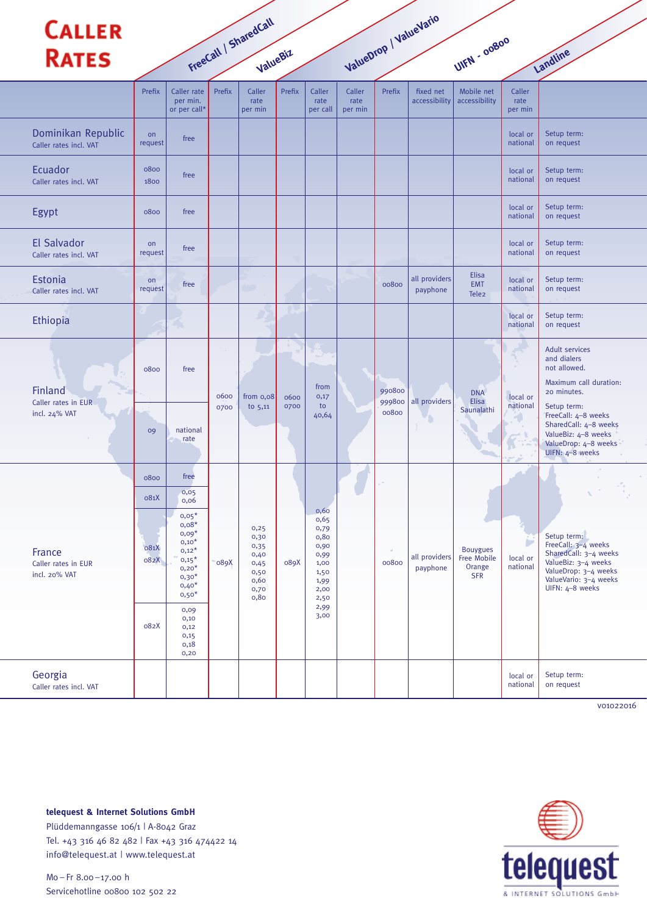# Caller Rates

| | FreeCall / SharedCall | | ValueBiz | | ValueDrop / ValueVario | | UIFN - 00800 | | | Landline | |
|---|---|---|---|---|---|---|---|---|---|---|---|
| | Prefix | Caller rate per min. or per call* | Prefix | Caller rate per min | Prefix | Caller rate per call | Caller rate per min | Prefix | fixed net accessibility | Mobile net accessibility | Caller rate per min | |
| Dominikan Republic<br>Caller rates incl. VAT | on request | free | | | | | | | | | local or national | Setup term: on request |
| Ecuador<br>Caller rates incl. VAT | 0800<br>1800 | free | | | | | | | | | local or national | Setup term: on request |
| Egypt | 0800 | free | | | | | | | | | local or national | Setup term: on request |
| El Salvador<br>Caller rates incl. VAT | on request | free | | | | | | | | | local or national | Setup term: on request |
| Estonia<br>Caller rates incl. VAT | on request | free | | | | | | 00800 | all providers payphone | Elisa<br>EMT<br>Tele2 | local or national | Setup term: on request |
| Ethiopia | | | | | | | | | | | local or national | Setup term: on request |
| Finland<br>Caller rates in EUR incl. 24% VAT | 0800 | free | 0600<br>0700 | from 0,08 to 5,11 | 0600<br>0700 | from 0,17 to 40,64 | | 990800<br>999800<br>00800 | all providers | DNA<br>Elisa<br>Saunalathi | local or national | Adult services and dialers not allowed.<br>Maximum call duration: 20 minutes.<br>Setup term:<br>FreeCall: 4–8 weeks<br>SharedCall: 4–8 weeks<br>ValueBiz: 4–8 weeks<br>ValueDrop: 4–8 weeks<br>UIFN: 4–8 weeks |
| | 09 | national rate | | | | | | | | | | |
| France<br>Caller rates in EUR incl. 20% VAT | 0800 | free | 089X | 0,25<br>0,30<br>0,35<br>0,40<br>0,45<br>0,50<br>0,60<br>0,70<br>0,80 | 089X | 0,60<br>0,65<br>0,79<br>0,80<br>0,90<br>0,99<br>1,00<br>1,50<br>1,99<br>2,00<br>2,50<br>2,99<br>3,00 | | 00800 | all providers payphone | Bouygues<br>Free Mobile<br>Orange<br>SFR | local or national | Setup term:<br>FreeCall: 3–4 weeks<br>SharedCall: 3–4 weeks<br>ValueBiz: 3–4 weeks<br>ValueDrop: 3–4 weeks<br>ValueVario: 3–4 weeks<br>UIFN: 4–8 weeks |
| | 081X | 0,05<br>0,06 | | | | | | | | | | |
| | 081X<br>082X | 0,05*<br>0,08*<br>0,09*<br>0,10*<br>0,12*<br>0,15*<br>0,20*<br>0,30*<br>0,40*<br>0,50* | | | | | | | | | | |
| | 082X | 0,09<br>0,10<br>0,12<br>0,15<br>0,18<br>0,20 | | | | | | | | | | |
| Georgia<br>Caller rates incl. VAT | | | | | | | | | | | local or national | Setup term: on request |

V01022016

**telequest & Internet Solutions GmbH**
Plüddemanngasse 106/1 | A-8042 Graz
Tel. +43 316 46 82 482 | Fax +43 316 474422 14
info@telequest.at | www.telequest.at

Mo – Fr 8.00 – 17.00 h
Servicehotline 00800 102 502 22

telequest
& INTERNET SOLUTIONS GmbH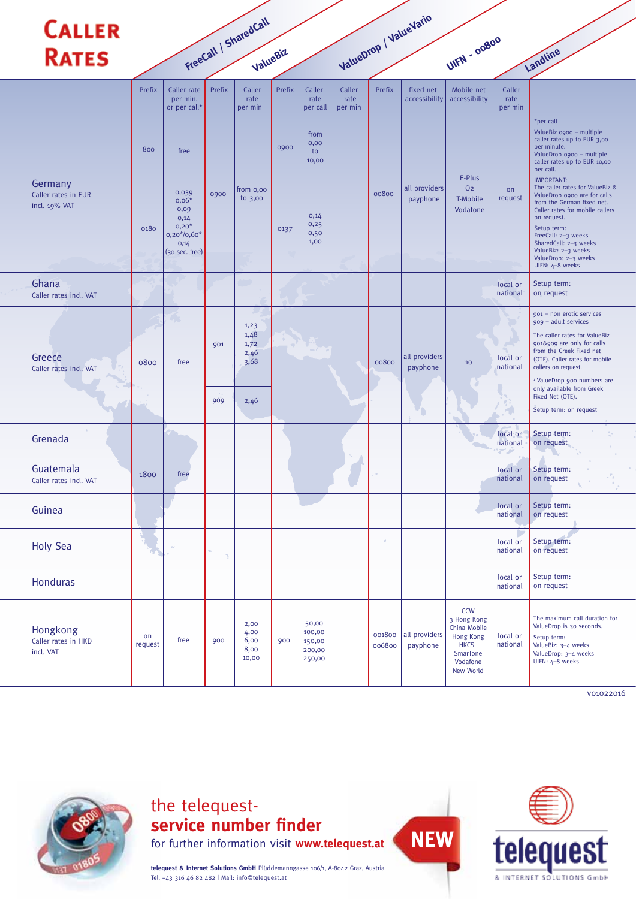# Caller Rates

| | FreeCall / SharedCall | | ValueBiz | | ValueDrop / ValueVario | | | UIFN - 00800 | | | Landline | |
|---|---|---|---|---|---|---|---|---|---|---|---|---|
| | Prefix | Caller rate per min. or per call* | Prefix | Caller rate per min | Prefix | Caller rate per call | Caller rate per min | Prefix | fixed net accessibility | Mobile net accessibility | Caller rate per min | |
| **Germany** Caller rates in EUR incl. 19% VAT | 800 | free | 0900 | from 0,00 to 3,00 | 0900 | from 0,00 to 10,00 | | 00800 | all providers payphone | E-Plus O2 T-Mobile Vodafone | on request | *per call ValueBiz 0900 – multiple caller rates up to EUR 3,00 per minute. ValueDrop 0900 – multiple caller rates up to EUR 10,00 per call. IMPORTANT: The caller rates for ValueBiz & ValueDrop 0900 are for calls from the German fixed net. Caller rates for mobile callers on request. Setup term: FreeCall: 2–3 weeks SharedCall: 2–3 weeks ValueBiz: 2–3 weeks ValueDrop: 2–3 weeks UIFN: 4–8 weeks |
| | 0180 | 0,039 0,06* 0,09 0,14 0,20* 0,20*/0,60* 0,14 (30 sec. free) | | | 0137 | 0,14 0,25 0,50 1,00 | | | | | | |
| **Ghana** Caller rates incl. VAT | | | | | | | | | | | local or national | Setup term: on request |
| **Greece** Caller rates incl. VAT | 0800 | free | 901 | 1,23 1,48 1,72 2,46 3,68 | | | | 00800 | all providers payphone | no | local or national | 901 – non erotic services 909 – adult services The caller rates for ValueBiz 901&909 are only for calls from the Greek Fixed net (OTE). Caller rates for mobile callers on request. [1] ValueDrop 900 numbers are only available from Greek Fixed Net (OTE). Setup term: on request |
| | | | 909 | 2,46 | | | | | | | | |
| **Grenada** | | | | | | | | | | | local or national | Setup term: on request |
| **Guatemala** Caller rates incl. VAT | 1800 | free | | | | | | | | | local or national | Setup term: on request |
| **Guinea** | | | | | | | | | | | local or national | Setup term: on request |
| **Holy Sea** | | | | | | | | | | | local or national | Setup term: on request |
| **Honduras** | | | | | | | | | | | local or national | Setup term: on request |
| **Hongkong** Caller rates in HKD incl. VAT | on request | free | 900 | 2,00 4,00 6,00 8,00 10,00 | 900 | 50,00 100,00 150,00 200,00 250,00 | | 001800 006800 | all providers payphone | CCW 3 Hong Kong China Mobile Hong Kong HKCSL SmarTone Vodafone New World | local or national | The maximum call duration for ValueDrop is 30 seconds. Setup term: ValueBiz: 3–4 weeks ValueDrop: 3–4 weeks UIFN: 4–8 weeks |

V01022016

the telequest-
**service number finder**
for further information visit **www.telequest.at**

NEW

telequest & INTERNET SOLUTIONS GmbH

**telequest & Internet Solutions GmbH** Plüddemanngasse 106/1, A-8042 Graz, Austria
Tel. +43 316 46 82 482 | Mail: info@telequest.at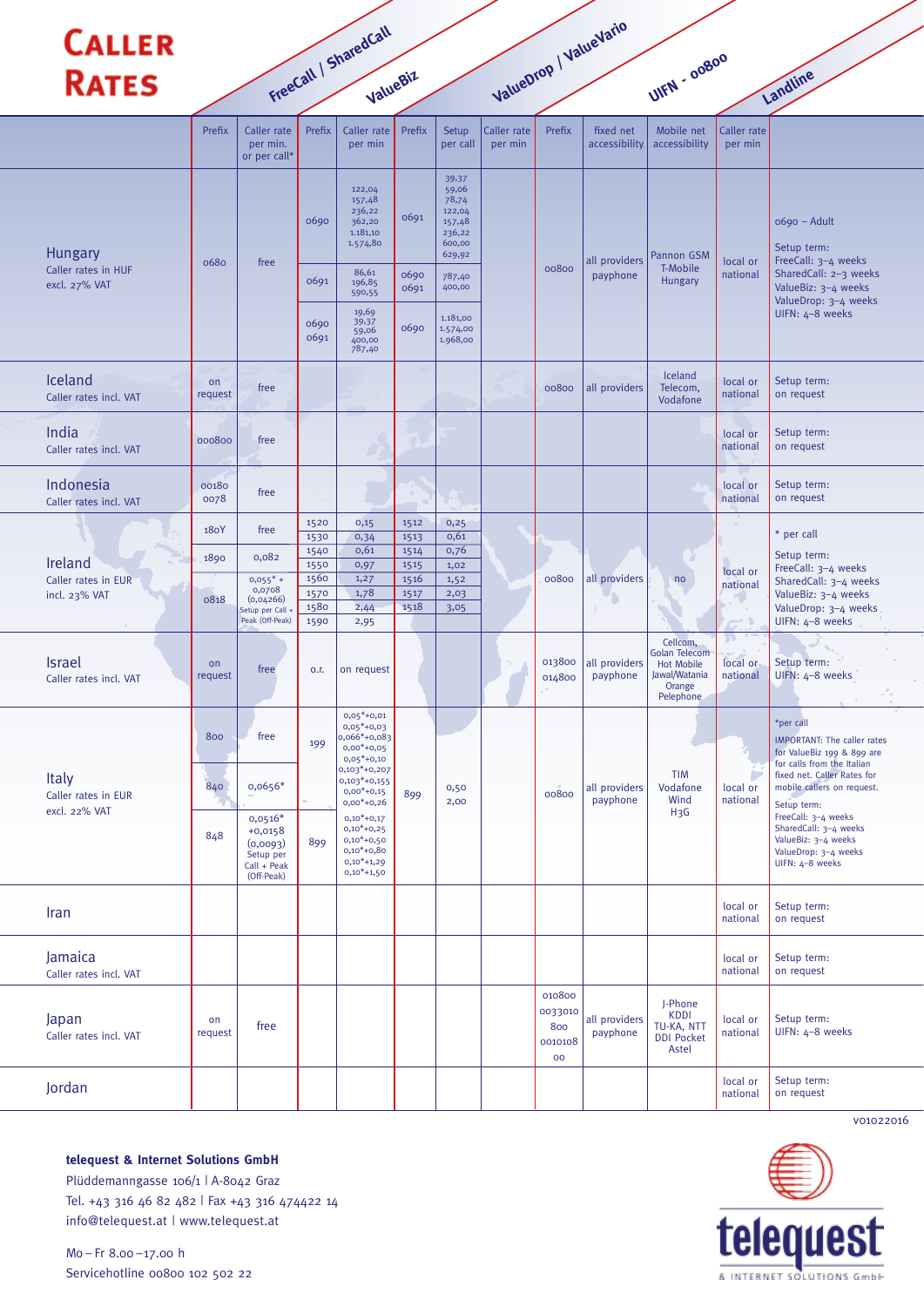# Caller Rates

| | FreeCall / SharedCall | | ValueBiz | | ValueDrop / ValueVario | | | UIFN - 00800 | | | Landline | |
|---|---|---|---|---|---|---|---|---|---|---|---|---|
| | Prefix | Caller rate per min. or per call* | Prefix | Caller rate per min | Prefix | Setup per call | Caller rate per min | Prefix | fixed net accessibility | Mobile net accessibility | Caller rate per min | |
| **Hungary** Caller rates in HUF excl. 27% VAT | 0680 | free | 0690 / 0691 / 0690 0691 | 122,04 157,48 236,22 362,20 1.181,10 1.574,80 / 86,61 196,85 590,55 / 19,69 39,37 59,06 400,00 787,40 | 0691 / 0690 0691 / 0690 | 39,37 59,06 78,74 122,04 157,48 236,22 600,00 629,92 / 787,40 400,00 / 1.181,00 1.574,00 1.968,00 | | 00800 | all providers payphone | Pannon GSM T-Mobile Hungary | local or national | 0690 – Adult<br>Setup term:<br>FreeCall: 3–4 weeks<br>SharedCall: 2–3 weeks<br>ValueBiz: 3–4 weeks<br>ValueDrop: 3–4 weeks<br>UIFN: 4–8 weeks |
| **Iceland** Caller rates incl. VAT | on request | free | | | | | | 00800 | all providers | Iceland Telecom, Vodafone | local or national | Setup term: on request |
| **India** Caller rates incl. VAT | 000800 | free | | | | | | | | | local or national | Setup term: on request |
| **Indonesia** Caller rates incl. VAT | 00180 0078 | free | | | | | | | | | local or national | Setup term: on request |
| **Ireland** Caller rates in EUR incl. 23% VAT | 180Y / 1890 / 0818 | free / 0,082 / 0,055* + 0,0708 (0,04266) Setup per Call + Peak (Off-Peak) | 1520 1530 1540 1550 1560 1570 1580 1590 | 0,15 0,34 0,61 0,97 1,27 1,78 2,44 2,95 | 1512 1513 1514 1515 1516 1517 1518 | 0,25 0,61 0,76 1,02 1,52 2,03 3,05 | | 00800 | all providers | no | local or national | * per call<br>Setup term:<br>FreeCall: 3–4 weeks<br>SharedCall: 3–4 weeks<br>ValueBiz: 3–4 weeks<br>ValueDrop: 3–4 weeks<br>UIFN: 4–8 weeks |
| **Israel** Caller rates incl. VAT | on request | free | o.r. | on request | | | | 013800 014800 | all providers payphone | Cellcom, Golan Telecom Hot Mobile Jawal/Watania Orange Pelephone | local or national | Setup term:<br>UIFN: 4–8 weeks |
| **Italy** Caller rates in EUR excl. 22% VAT | 800 / 840 / 848 | free / 0,0656* / 0,0516* +0,0158 (0,0093) Setup per Call + Peak (Off-Peak) | 199 / 899 | 0,05*+0,01 0,05*+0,03 0,066*+0,083 0,00*+0,05 0,05*+0,10 0,103*+0,207 0,103*+0,155 0,00*+0,15 0,00*+0,26 / 0,10*+0,17 0,10*+0,25 0,10*+0,50 0,10*+0,80 0,10*+1,29 0,10*+1,50 | 899 | 0,50 2,00 | | 00800 | all providers payphone | TIM Vodafone Wind H3G | local or national | *per call<br>IMPORTANT: The caller rates for ValueBiz 199 & 899 are for calls from the Italian fixed net. Caller Rates for mobile callers on request.<br>Setup term:<br>FreeCall: 3–4 weeks<br>SharedCall: 3–4 weeks<br>ValueBiz: 3–4 weeks<br>ValueDrop: 3–4 weeks<br>UIFN: 4–8 weeks |
| **Iran** | | | | | | | | | | | local or national | Setup term: on request |
| **Jamaica** Caller rates incl. VAT | | | | | | | | | | | local or national | Setup term: on request |
| **Japan** Caller rates incl. VAT | on request | free | | | | | | 010800 0033010 800 0010108 00 | all providers payphone | J-Phone KDDI TU-KA, NTT DDI Pocket Astel | local or national | Setup term:<br>UIFN: 4–8 weeks |
| **Jordan** | | | | | | | | | | | local or national | Setup term: on request |

V01022016

**telequest & Internet Solutions GmbH**
Plüddemanngasse 106/1 | A-8042 Graz
Tel. +43 316 46 82 482 | Fax +43 316 474422 14
info@telequest.at | www.telequest.at

Mo – Fr 8.00 – 17.00 h
Servicehotline 00800 102 502 22

telequest & INTERNET SOLUTIONS GmbH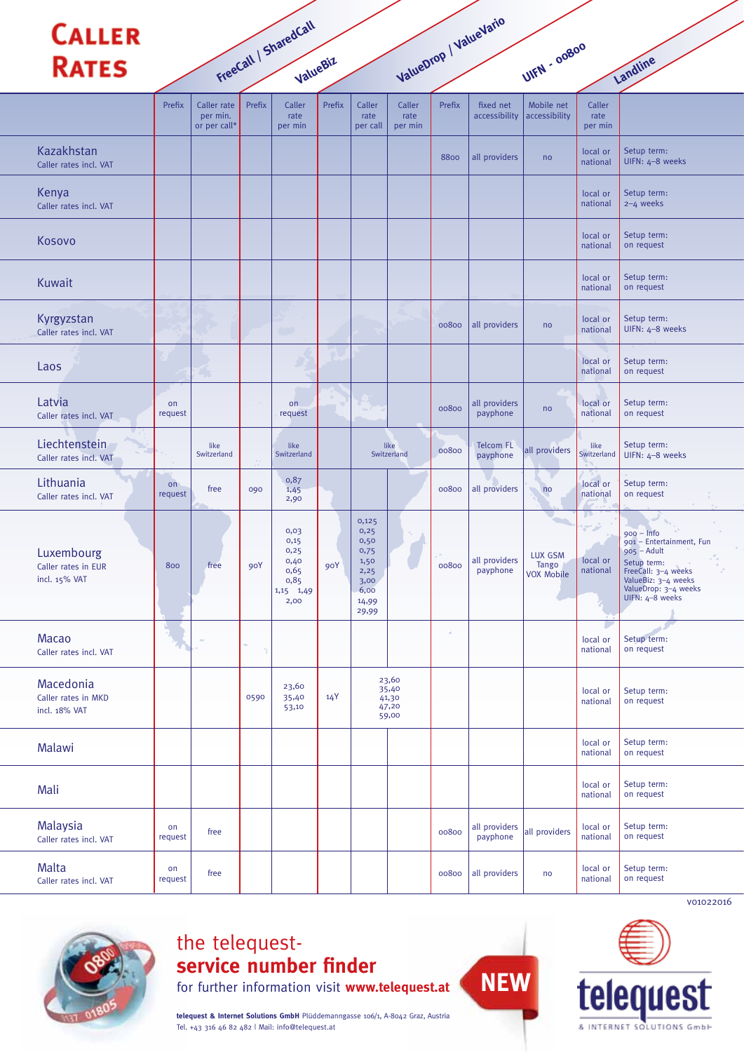# Caller Rates

| | FreeCall / SharedCall | | ValueBiz | | ValueDrop / ValueVario | | | UIFN - 00800 | | | Landline | |
|---|---|---|---|---|---|---|---|---|---|---|---|---|
| | Prefix | Caller rate per min. or per call* | Prefix | Caller rate per min | Prefix | Caller rate per call | Caller rate per min | Prefix | fixed net accessibility | Mobile net accessibility | Caller rate per min | |
| Kazakhstan<br>Caller rates incl. VAT | | | | | | | | 8800 | all providers | no | local or national | Setup term:<br>UIFN: 4–8 weeks |
| Kenya<br>Caller rates incl. VAT | | | | | | | | | | | local or national | Setup term:<br>2–4 weeks |
| Kosovo | | | | | | | | | | | local or national | Setup term:<br>on request |
| Kuwait | | | | | | | | | | | local or national | Setup term:<br>on request |
| Kyrgyzstan<br>Caller rates incl. VAT | | | | | | | | 00800 | all providers | no | local or national | Setup term:<br>UIFN: 4–8 weeks |
| Laos | | | | | | | | | | | local or national | Setup term:<br>on request |
| Latvia<br>Caller rates incl. VAT | on request | | | on request | | | | 00800 | all providers payphone | no | local or national | Setup term:<br>on request |
| Liechtenstein<br>Caller rates incl. VAT | | like Switzerland | | like Switzerland | | like Switzerland | | 00800 | Telcom FL payphone | all providers | like Switzerland | Setup term:<br>UIFN: 4–8 weeks |
| Lithuania<br>Caller rates incl. VAT | on request | free | 090 | 0,87<br>1,45<br>2,90 | | | | 00800 | all providers | no | local or national | Setup term:<br>on request |
| Luxembourg<br>Caller rates in EUR incl. 15% VAT | 800 | free | 90Y | 0,03<br>0,15<br>0,25<br>0,40<br>0,65<br>0,85<br>1,15 1,49<br>2,00 | 90Y | 0,125<br>0,25<br>0,50<br>0,75<br>1,50<br>2,25<br>3,00<br>6,00<br>14,99<br>29,99 | | 00800 | all providers payphone | LUX GSM Tango VOX Mobile | local or national | 900 – Info<br>901 – Entertainment, Fun<br>905 – Adult<br>Setup term:<br>FreeCall: 3–4 weeks<br>ValueBiz: 3–4 weeks<br>ValueDrop: 3–4 weeks<br>UIFN: 4–8 weeks |
| Macao<br>Caller rates incl. VAT | | | | | | | | | | | local or national | Setup term:<br>on request |
| Macedonia<br>Caller rates in MKD incl. 18% VAT | | | 0590 | 23,60<br>35,40<br>53,10 | 14Y | 23,60<br>35,40<br>41,30<br>47,20<br>59,00 | | | | | local or national | Setup term:<br>on request |
| Malawi | | | | | | | | | | | local or national | Setup term:<br>on request |
| Mali | | | | | | | | | | | local or national | Setup term:<br>on request |
| Malaysia<br>Caller rates incl. VAT | on request | free | | | | | | 00800 | all providers payphone | all providers | local or national | Setup term:<br>on request |
| Malta<br>Caller rates incl. VAT | on request | free | | | | | | 00800 | all providers | no | local or national | Setup term:<br>on request |

V01022016

the telequest-
**service number finder**
for further information visit **www.telequest.at**

NEW

**telequest & Internet Solutions GmbH** Plüddemanngasse 106/1, A-8042 Graz, Austria
Tel. +43 316 46 82 482 | Mail: info@telequest.at

telequest
& INTERNET SOLUTIONS GmbH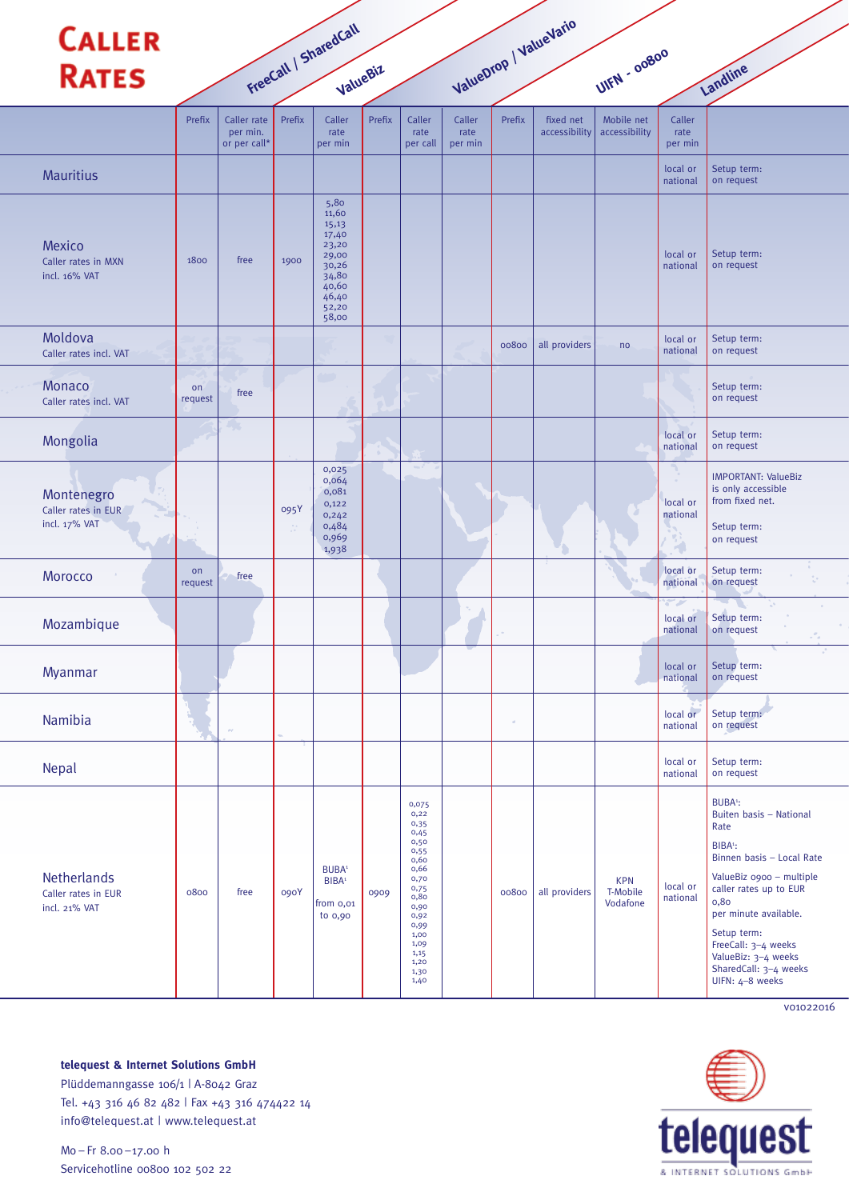# CALLER RATES

| | FreeCall / SharedCall | | ValueBiz | | ValueDrop / ValueVario | | | UIFN - 00800 | | | Landline | |
|---|---|---|---|---|---|---|---|---|---|---|---|---|
| | Prefix | Caller rate per min. or per call* | Prefix | Caller rate per min | Prefix | Caller rate per call | Caller rate per min | Prefix | fixed net accessibility | Mobile net accessibility | Caller rate per min | |
| Mauritius | | | | | | | | | | | local or national | Setup term: on request |
| Mexico<br>Caller rates in MXN incl. 16% VAT | 1800 | free | 1900 | 5,80<br>11,60<br>15,13<br>17,40<br>23,20<br>29,00<br>30,26<br>34,80<br>40,60<br>46,40<br>52,20<br>58,00 | | | | | | | local or national | Setup term: on request |
| Moldova<br>Caller rates incl. VAT | | | | | | | | 00800 | all providers | no | local or national | Setup term: on request |
| Monaco<br>Caller rates incl. VAT | on request | free | | | | | | | | | | Setup term: on request |
| Mongolia | | | | | | | | | | | local or national | Setup term: on request |
| Montenegro<br>Caller rates in EUR incl. 17% VAT | | | 095Y | 0,025<br>0,064<br>0,081<br>0,122<br>0,242<br>0,484<br>0,969<br>1,938 | | | | | | | local or national | IMPORTANT: ValueBiz is only accessible from fixed net.<br>Setup term: on request |
| Morocco | on request | free | | | | | | | | | local or national | Setup term: on request |
| Mozambique | | | | | | | | | | | local or national | Setup term: on request |
| Myanmar | | | | | | | | | | | local or national | Setup term: on request |
| Namibia | | | | | | | | | | | local or national | Setup term: on request |
| Nepal | | | | | | | | | | | local or national | Setup term: on request |
| Netherlands<br>Caller rates in EUR incl. 21% VAT | 0800 | free | 090Y | BUBA[1]<br>BIBA[1]<br>from 0,01 to 0,90 | 0909 | 0,075<br>0,22<br>0,35<br>0,45<br>0,50<br>0,55<br>0,60<br>0,66<br>0,70<br>0,75<br>0,80<br>0,90<br>0,92<br>0,99<br>1,00<br>1,09<br>1,15<br>1,20<br>1,30<br>1,40 | | 00800 | all providers | KPN<br>T-Mobile<br>Vodafone | local or national | BUBA[1]: Buiten basis – National Rate<br>BIBA[1]: Binnen basis – Local Rate<br>ValueBiz 0900 – multiple caller rates up to EUR 0,80 per minute available.<br>Setup term:<br>FreeCall: 3–4 weeks<br>ValueBiz: 3–4 weeks<br>SharedCall: 3–4 weeks<br>UIFN: 4–8 weeks |

V01022016

**telequest & Internet Solutions GmbH**
Plüddemanngasse 106/1 | A-8042 Graz
Tel. +43 316 46 82 482 | Fax +43 316 474422 14
info@telequest.at | www.telequest.at

Mo – Fr 8.00 – 17.00 h
Servicehotline 00800 102 502 22

telequest
& INTERNET SOLUTIONS GmbH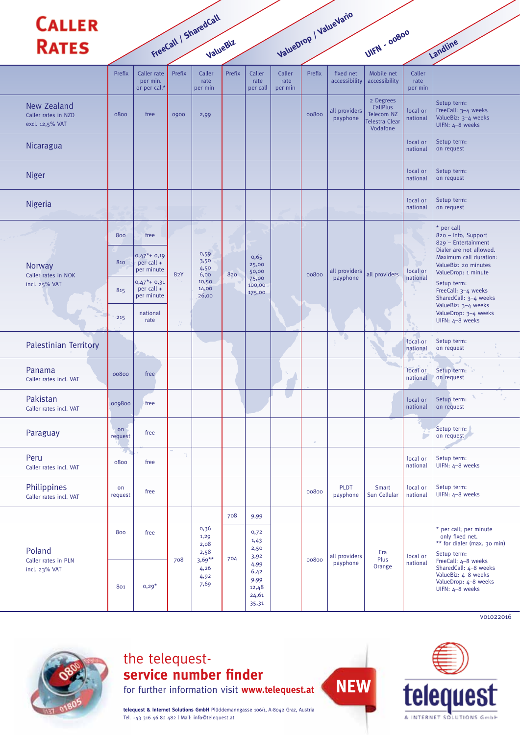# Caller Rates

| | FreeCall / SharedCall | | ValueBiz | | ValueDrop / ValueVario | | | UIFN - 00800 | | | Landline | |
|---|---|---|---|---|---|---|---|---|---|---|---|---|
| | Prefix | Caller rate per min. or per call* | Prefix | Caller rate per min | Prefix | Caller rate per call | Caller rate per min | Prefix | fixed net accessibility | Mobile net accessibility | Caller rate per min | |
| New Zealand<br>Caller rates in NZD excl. 12,5% VAT | 0800 | free | 0900 | 2,99 | | | | 00800 | all providers payphone | 2 Degrees CallPlus Telecom NZ Telestra Clear Vodafone | local or national | Setup term:<br>FreeCall: 3–4 weeks<br>ValueBiz: 3–4 weeks<br>UIFN: 4–8 weeks |
| Nicaragua | | | | | | | | | | | local or national | Setup term:<br>on request |
| Niger | | | | | | | | | | | local or national | Setup term:<br>on request |
| Nigeria | | | | | | | | | | | local or national | Setup term:<br>on request |
| Norway<br>Caller rates in NOK incl. 25% VAT | 800 | free | 82Y | 0,59<br>3,50<br>4,50<br>6,00<br>10,50<br>14,00<br>26,00 | 820 | 0,65<br>25,00<br>50,00<br>75,00<br>100,00<br>175,00 | | 00800 | all providers payphone | all providers | local or national | * per call<br>820 – Info, Support<br>829 – Entertainment<br>Dialer are not allowed.<br>Maximum call duration:<br>ValueBiz: 20 minutes<br>ValueDrop: 1 minute<br>Setup term:<br>FreeCall: 3–4 weeks<br>SharedCall: 3–4 weeks<br>ValueBiz: 3–4 weeks<br>ValueDrop: 3–4 weeks<br>UIFN: 4–8 weeks |
| | 810 | 0,47*+ 0,19 per call + per minute | | | | | | | | | | |
| | 815 | 0,47*+ 0,31 per call + per minute | | | | | | | | | | |
| | 215 | national rate | | | | | | | | | | |
| Palestinian Territory | | | | | | | | | | | local or national | Setup term:<br>on request |
| Panama<br>Caller rates incl. VAT | 00800 | free | | | | | | | | | local or national | Setup term:<br>on request |
| Pakistan<br>Caller rates incl. VAT | 009800 | free | | | | | | | | | local or national | Setup term:<br>on request |
| Paraguay | on request | free | | | | | | | | | | Setup term:<br>on request |
| Peru<br>Caller rates incl. VAT | 0800 | free | | | | | | | | | local or national | Setup term:<br>UIFN: 4–8 weeks |
| Philippines<br>Caller rates incl. VAT | on request | free | | | | | | 00800 | PLDT payphone | Smart Sun Cellular | local or national | Setup term:<br>UIFN: 4–8 weeks |
| Poland<br>Caller rates in PLN incl. 23% VAT | 800 | free | 708 | 0,36<br>1,29<br>2,08<br>2,58<br>3,69**<br>4,26<br>4,92<br>7,69 | 708 | 9,99 | | 00800 | all providers payphone | Era Plus Orange | local or national | * per call; per minute only fixed net.<br>** for dialer (max. 30 min)<br>Setup term:<br>FreeCall: 4–8 weeks<br>SharedCall: 4–8 weeks<br>ValueBiz: 4–8 weeks<br>ValueDrop: 4–8 weeks<br>UIFN: 4–8 weeks |
| | | | | | 704 | 0,72<br>1,43<br>2,50<br>3,92<br>4,99<br>6,42<br>9,99<br>12,48<br>24,61<br>35,31 | | | | | | |
| | 801 | 0,29* | | | | | | | | | | |

v01022016

the telequest-
**service number finder**
for further information visit **www.telequest.at**

**NEW**

telequest
& INTERNET SOLUTIONS GmbH

**telequest & Internet Solutions GmbH** Plüddemanngasse 106/1, A-8042 Graz, Austria
Tel. +43 316 46 82 482 | Mail: info@telequest.at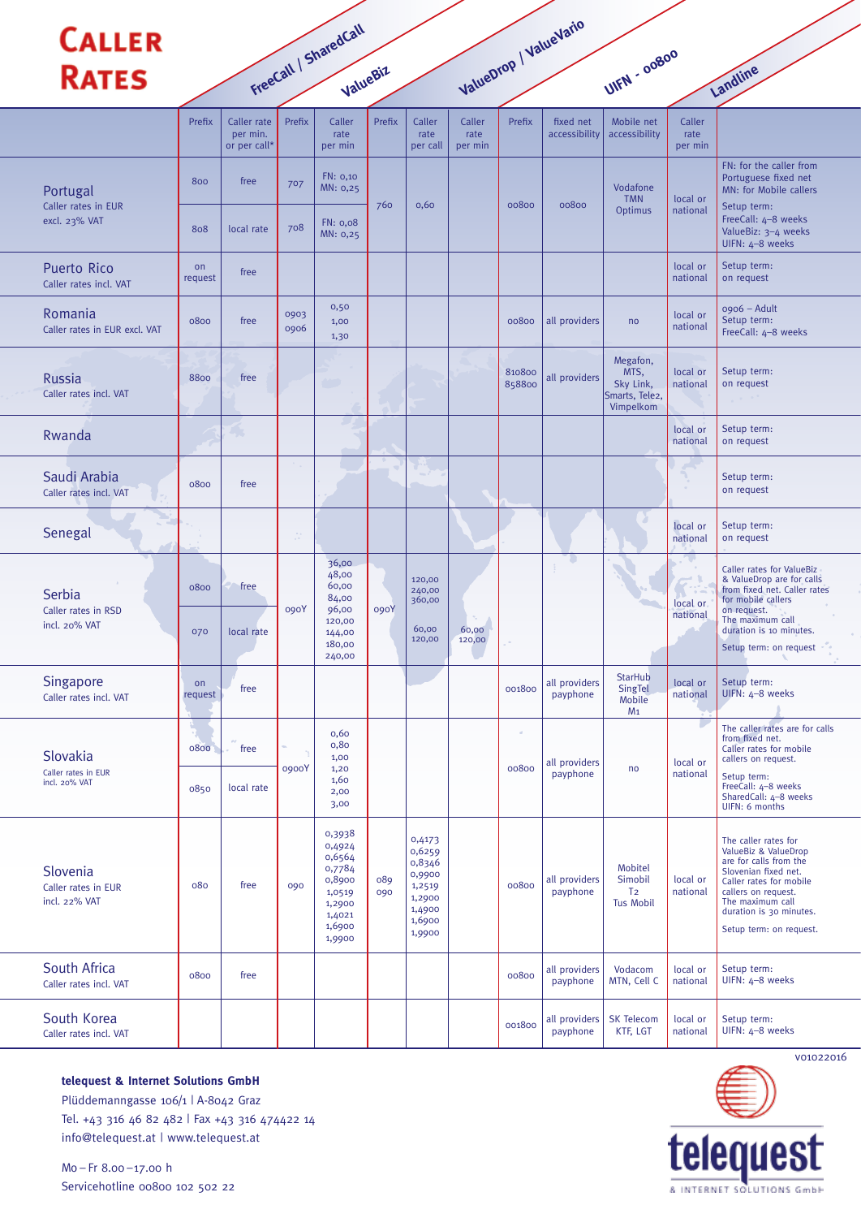# CALLER RATES

| | FreeCall / SharedCall | | ValueBiz | | ValueDrop / ValueVario | | | UIFN - 00800 | | | Landline | |
|---|---|---|---|---|---|---|---|---|---|---|---|---|
| | Prefix | Caller rate per min. or per call* | Prefix | Caller rate per min | Prefix | Caller rate per call | Caller rate per min | Prefix | fixed net accessibility | Mobile net accessibility | Caller rate per min | |
| **Portugal** Caller rates in EUR excl. 23% VAT | 800 | free | 707 | FN: 0,10 MN: 0,25 | 760 | 0,60 | | 00800 | 00800 | Vodafone TMN Optimus | local or national | FN: for the caller from Portuguese fixed net MN: for Mobile callers Setup term: FreeCall: 4–8 weeks ValueBiz: 3–4 weeks UIFN: 4–8 weeks |
| | 808 | local rate | 708 | FN: 0,08 MN: 0,25 | | | | | | | | |
| **Puerto Rico** Caller rates incl. VAT | on request | free | | | | | | | | | local or national | Setup term: on request |
| **Romania** Caller rates in EUR excl. VAT | 0800 | free | 0903 0906 | 0,50 1,00 1,30 | | | | 00800 | all providers | no | local or national | 0906 – Adult Setup term: FreeCall: 4–8 weeks |
| **Russia** Caller rates incl. VAT | 8800 | free | | | | | | 810800 858800 | all providers | Megafon, MTS, Sky Link, Smarts, Tele2, Vimpelkom | local or national | Setup term: on request |
| **Rwanda** | | | | | | | | | | | local or national | Setup term: on request |
| **Saudi Arabia** Caller rates incl. VAT | 0800 | free | | | | | | | | | | Setup term: on request |
| **Senegal** | | | | | | | | | | | local or national | Setup term: on request |
| **Serbia** Caller rates in RSD incl. 20% VAT | 0800 | free | 090Y | 36,00 48,00 60,00 84,00 96,00 120,00 144,00 180,00 240,00 | 090Y | 120,00 240,00 360,00 | | | | | local or national | Caller rates for ValueBiz & ValueDrop are for calls from fixed net. Caller rates for mobile callers on request. The maximum call duration is 10 minutes. Setup term: on request |
| | 070 | local rate | | | | 60,00 120,00 | 60,00 120,00 | | | | | |
| **Singapore** Caller rates incl. VAT | on request | free | | | | | | 001800 | all providers payphone | StarHub SingTel Mobile M1 | local or national | Setup term: UIFN: 4–8 weeks |
| **Slovakia** Caller rates in EUR incl. 20% VAT | 0800 | free | 0900Y | 0,60 0,80 1,00 1,20 1,60 2,00 3,00 | | | | 00800 | all providers payphone | no | local or national | The caller rates are for calls from fixed net. Caller rates for mobile callers on request. Setup term: FreeCall: 4–8 weeks SharedCall: 4–8 weeks UIFN: 6 months |
| | 0850 | local rate | | | | | | | | | | |
| **Slovenia** Caller rates in EUR incl. 22% VAT | 080 | free | 090 | 0,3938 0,4924 0,6564 0,7784 0,8900 1,0519 1,2900 1,4021 1,6900 1,9900 | 089 090 | 0,4173 0,6259 0,8346 0,9900 1,2519 1,2900 1,4900 1,6900 1,9900 | | 00800 | all providers payphone | Mobitel Simobil T2 Tus Mobil | local or national | The caller rates for ValueBiz & ValueDrop are for calls from the Slovenian fixed net. Caller rates for mobile callers on request. The maximum call duration is 30 minutes. Setup term: on request. |
| **South Africa** Caller rates incl. VAT | 0800 | free | | | | | | 00800 | all providers payphone | Vodacom MTN, Cell C | local or national | Setup term: UIFN: 4–8 weeks |
| **South Korea** Caller rates incl. VAT | | | | | | | | 001800 | all providers payphone | SK Telecom KTF, LGT | local or national | Setup term: UIFN: 4–8 weeks |

V01022016

**telequest & Internet Solutions GmbH**
Plüddemanngasse 106/1 | A-8042 Graz
Tel. +43 316 46 82 482 | Fax +43 316 474422 14
info@telequest.at | www.telequest.at

Mo – Fr 8.00 – 17.00 h
Servicehotline 00800 102 502 22

telequest & INTERNET SOLUTIONS GmbH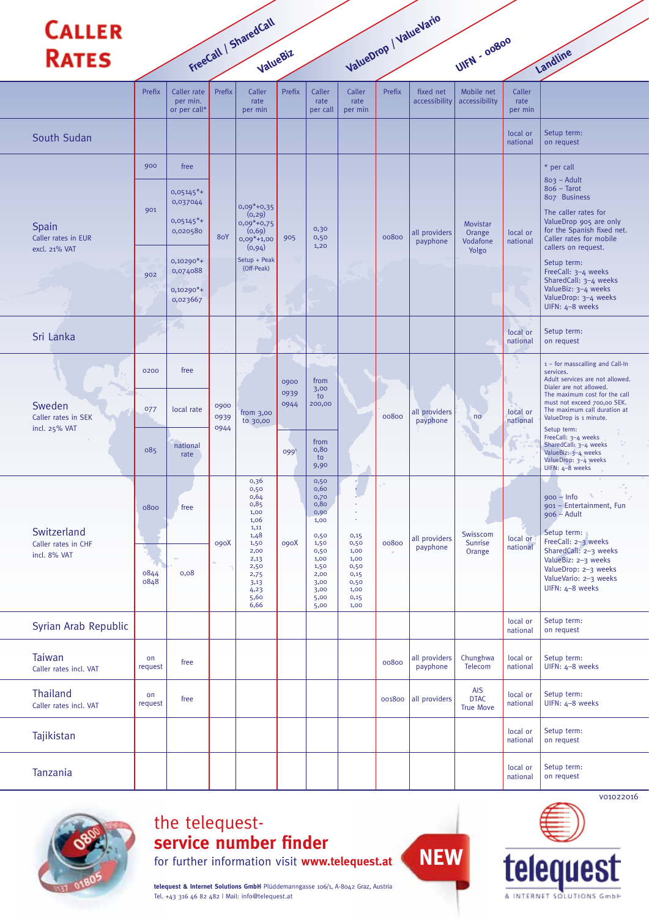# Caller Rates

| | FreeCall / SharedCall | | ValueBiz | | ValueDrop / ValueVario | | | UIFN - 00800 | | | Landline | |
|---|---|---|---|---|---|---|---|---|---|---|---|---|
| | Prefix | Caller rate per min. or per call* | Prefix | Caller rate per min | Prefix | Caller rate per call | Caller rate per min | Prefix | fixed net accessibility | Mobile net accessibility | Caller rate per min | |
| South Sudan | | | | | | | | | | | local or national | Setup term: on request |
| Spain<br>Caller rates in EUR excl. 21% VAT | 900<br>901<br>902 | free<br>0,05145*+ 0,037044<br>0,05145*+ 0,020580<br>0,10290*+ 0,074088<br>0,10290*+ 0,023667 | 80Y | 0,09*+0,35 (0,29)<br>0,09*+0,75 (0,69)<br>0,09*+1,00 (0,94)<br>Setup + Peak (Off-Peak) | 905 | 0,30<br>0,50<br>1,20 | | 00800 | all providers payphone | Movistar Orange Vodafone Yolgo | local or national | * per call<br>803 – Adult<br>806 – Tarot<br>807 Business<br>The caller rates for ValueDrop 905 are only for the Spanish fixed net. Caller rates for mobile callers on request.<br>Setup term:<br>FreeCall: 3–4 weeks<br>SharedCall: 3–4 weeks<br>ValueBiz: 3–4 weeks<br>ValueDrop: 3–4 weeks<br>UIFN: 4–8 weeks |
| Sri Lanka | | | | | | | | | | | local or national | Setup term: on request |
| Sweden<br>Caller rates in SEK incl. 25% VAT | 0200<br>077<br>085 | free<br>local rate<br>national rate | 0900<br>0939<br>0944 | from 3,00 to 30,00 | 0900<br>0939<br>0944<br>099[1] | from 3,00 to 200,00<br>from 0,80 to 9,90 | | 00800 | all providers payphone | no | local or national | 1 – for masscalling and Call-In services.<br>Adult services are not allowed.<br>Dialer are not allowed.<br>The maximum cost for the call must not exceed 700,00 SEK.<br>The maximum call duration at ValueDrop is 1 minute.<br>Setup term:<br>FreeCall: 3–4 weeks<br>SharedCall: 3–4 weeks<br>ValueBiz: 3–4 weeks<br>ValueDrop: 3–4 weeks<br>UIFN: 4–8 weeks |
| Switzerland<br>Caller rates in CHF incl. 8% VAT | 0800<br>0844<br>0848 | free<br>0,08 | 090X | 0,36<br>0,50<br>0,64<br>0,85<br>1,00<br>1,06<br>1,11<br>1,48<br>1,50<br>2,00<br>2,13<br>2,50<br>2,75<br>3,13<br>4,23<br>5,60<br>6,66 | 090X | 0,50<br>0,60<br>0,70<br>0,80<br>0,90<br>1,00<br>0,50<br>1,50<br>0,50<br>1,00<br>1,50<br>2,00<br>3,00<br>3,00<br>5,00<br>5,00 | -<br>-<br>-<br>-<br>-<br>-<br>0,15<br>0,50<br>1,00<br>1,00<br>0,50<br>0,15<br>0,50<br>1,00<br>0,15<br>1,00 | 00800 | all providers payphone | Swisscom Sunrise Orange | local or national | 900 – Info<br>901 – Entertainment, Fun<br>906 – Adult<br>Setup term:<br>FreeCall: 2–3 weeks<br>SharedCall: 2–3 weeks<br>ValueBiz: 2–3 weeks<br>ValueDrop: 2–3 weeks<br>ValueVario: 2–3 weeks<br>UIFN: 4–8 weeks |
| Syrian Arab Republic | | | | | | | | | | | local or national | Setup term: on request |
| Taiwan<br>Caller rates incl. VAT | on request | free | | | | | | 00800 | all providers payphone | Chunghwa Telecom | local or national | Setup term: UIFN: 4–8 weeks |
| Thailand<br>Caller rates incl. VAT | on request | free | | | | | | 001800 | all providers | AIS DTAC True Move | local or national | Setup term: UIFN: 4–8 weeks |
| Tajikistan | | | | | | | | | | | local or national | Setup term: on request |
| Tanzania | | | | | | | | | | | local or national | Setup term: on request |

V01022016

the telequest-
**service number finder**
for further information visit **www.telequest.at**

NEW

**telequest & Internet Solutions GmbH** Plüddemanngasse 106/1, A-8042 Graz, Austria
Tel. +43 316 46 82 482 | Mail: info@telequest.at

telequest
& INTERNET SOLUTIONS GmbH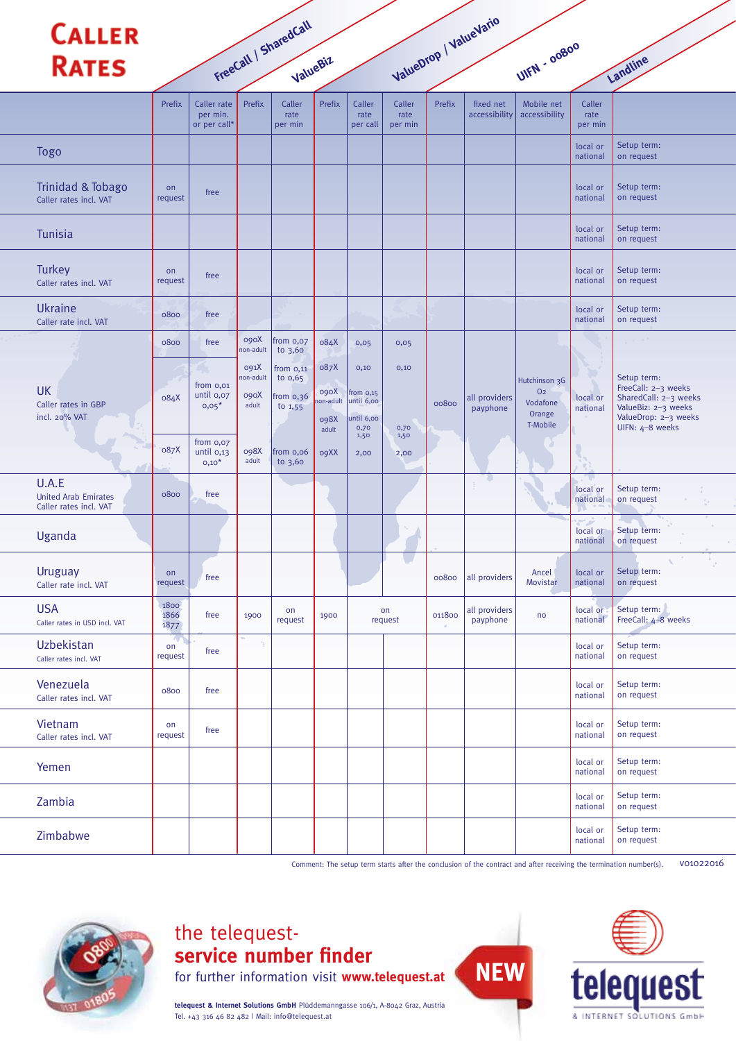# Caller Rates

| | FreeCall / SharedCall | | ValueBiz | | ValueDrop / ValueVario | | | UIFN - 00800 | | | Landline | |
|---|---|---|---|---|---|---|---|---|---|---|---|---|
| | Prefix | Caller rate per min. or per call* | Prefix | Caller rate per min | Prefix | Caller rate per call | Caller rate per min | Prefix | fixed net accessibility | Mobile net accessibility | Caller rate per min | |
| Togo | | | | | | | | | | | local or national | Setup term: on request |
| Trinidad & Tobago<br>Caller rates incl. VAT | on request | free | | | | | | | | | local or national | Setup term: on request |
| Tunisia | | | | | | | | | | | local or national | Setup term: on request |
| Turkey<br>Caller rates incl. VAT | on request | free | | | | | | | | | local or national | Setup term: on request |
| Ukraine<br>Caller rate incl. VAT | 0800 | free | | | | | | | | | local or national | Setup term: on request |
| UK<br>Caller rates in GBP incl. 20% VAT | 0800 | free | 090X non-adult | from 0,07 to 3,60 | 084X | 0,05 | 0,05 | 00800 | all providers payphone | Hutchinson 3G O2 Vodafone Orange T-Mobile | local or national | Setup term: FreeCall: 2–3 weeks SharedCall: 2–3 weeks ValueBiz: 2–3 weeks ValueDrop: 2–3 weeks UIFN: 4–8 weeks |
| | 084X | from 0,01 until 0,07 0,05* | 091X non-adult | from 0,11 to 0,65 | 087X | 0,10 | 0,10 | | | | | |
| | | | 090X adult | from 0,36 to 1,55 | 090X non-adult | from 0,15 until 6,00 | | | | | | |
| | | | | | 098X adult | until 6,00 0,70 1,50 | 0,70 1,50 | | | | | |
| | 087X | from 0,07 until 0,13 0,10* | 098X adult | from 0,06 to 3,60 | 09XX | 2,00 | 2,00 | | | | | |
| U.A.E<br>United Arab Emirates<br>Caller rates incl. VAT | 0800 | free | | | | | | | | | local or national | Setup term: on request |
| Uganda | | | | | | | | | | | local or national | Setup term: on request |
| Uruguay<br>Caller rate incl. VAT | on request | free | | | | | | 00800 | all providers | Ancel Movistar | local or national | Setup term: on request |
| USA<br>Caller rates in USD incl. VAT | 1800 1866 1877 | free | 1900 | on request | 1900 | on request | | 011800 | all providers payphone | no | local or national | Setup term: FreeCall: 4–8 weeks |
| Uzbekistan<br>Caller rates incl. VAT | on request | free | | | | | | | | | local or national | Setup term: on request |
| Venezuela<br>Caller rates incl. VAT | 0800 | free | | | | | | | | | local or national | Setup term: on request |
| Vietnam<br>Caller rates incl. VAT | on request | free | | | | | | | | | local or national | Setup term: on request |
| Yemen | | | | | | | | | | | local or national | Setup term: on request |
| Zambia | | | | | | | | | | | local or national | Setup term: on request |
| Zimbabwe | | | | | | | | | | | local or national | Setup term: on request |

Comment: The setup term starts after the conclusion of the contract and after receiving the termination number(s).

V01022016

the telequest-
**service number finder**
for further information visit **www.telequest.at**

NEW

**telequest & Internet Solutions GmbH** Plüddemanngasse 106/1, A-8042 Graz, Austria
Tel. +43 316 46 82 482 | Mail: info@telequest.at

telequest
& INTERNET SOLUTIONS GmbH